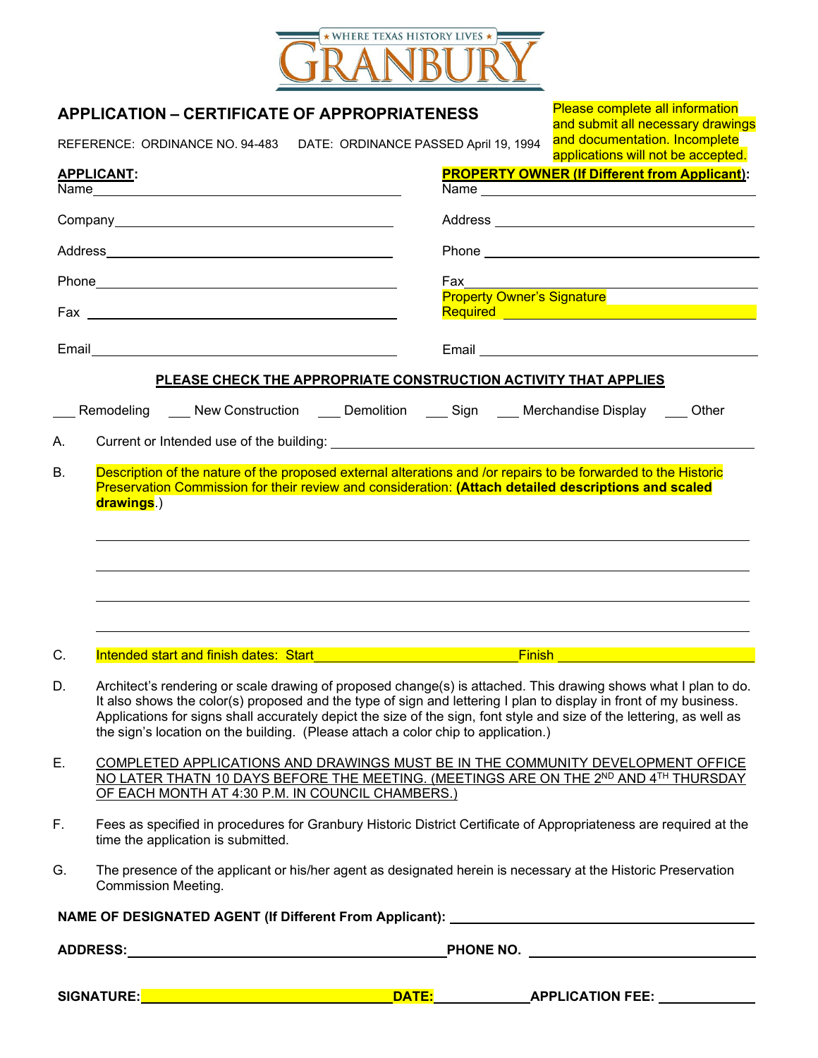★ WHERE TEXAS HISTORY LIVES ★

# GRANBURY

## APPLICATION – CERTIFICATE OF APPROPRIATENESS

Please complete all information and submit all necessary drawings and documentation. Incomplete applications will not be accepted.

REFERENCE: ORDINANCE NO. 94-483 DATE: ORDINANCE PASSED April 19, 1994

**APPLICANT:**

Name \_\_\_\_\_\_\_\_\_\_\_\_\_\_\_\_\_\_\_\_\_\_\_\_\_\_\_\_\_\_\_\_

Company \_\_\_\_\_\_\_\_\_\_\_\_\_\_\_\_\_\_\_\_\_\_\_\_\_\_\_\_\_\_\_\_

Address \_\_\_\_\_\_\_\_\_\_\_\_\_\_\_\_\_\_\_\_\_\_\_\_\_\_\_\_\_\_\_\_

Phone \_\_\_\_\_\_\_\_\_\_\_\_\_\_\_\_\_\_\_\_\_\_\_\_\_\_\_\_\_\_\_\_

Fax \_\_\_\_\_\_\_\_\_\_\_\_\_\_\_\_\_\_\_\_\_\_\_\_\_\_\_\_\_\_\_\_

Email \_\_\_\_\_\_\_\_\_\_\_\_\_\_\_\_\_\_\_\_\_\_\_\_\_\_\_\_\_\_\_\_

**PROPERTY OWNER (If Different from Applicant):**

Name \_\_\_\_\_\_\_\_\_\_\_\_\_\_\_\_\_\_\_\_\_\_\_\_\_\_\_\_\_\_\_\_

Address \_\_\_\_\_\_\_\_\_\_\_\_\_\_\_\_\_\_\_\_\_\_\_\_\_\_\_\_\_\_\_\_

Phone \_\_\_\_\_\_\_\_\_\_\_\_\_\_\_\_\_\_\_\_\_\_\_\_\_\_\_\_\_\_\_\_

Fax \_\_\_\_\_\_\_\_\_\_\_\_\_\_\_\_\_\_\_\_\_\_\_\_\_\_\_\_\_\_\_\_

Property Owner's Signature Required \_\_\_\_\_\_\_\_\_\_\_\_\_\_\_\_\_\_\_\_\_\_\_\_\_\_\_\_\_\_\_\_

Email \_\_\_\_\_\_\_\_\_\_\_\_\_\_\_\_\_\_\_\_\_\_\_\_\_\_\_\_\_\_\_\_

**PLEASE CHECK THE APPROPRIATE CONSTRUCTION ACTIVITY THAT APPLIES**

\_\_\_ Remodeling \_\_\_ New Construction \_\_\_ Demolition \_\_\_ Sign \_\_\_ Merchandise Display \_\_\_ Other

A. Current or Intended use of the building: \_\_\_\_\_\_\_\_\_\_\_\_\_\_\_\_\_\_\_\_\_\_\_\_\_\_\_\_\_\_\_\_

B. Description of the nature of the proposed external alterations and /or repairs to be forwarded to the Historic Preservation Commission for their review and consideration: **(Attach detailed descriptions and scaled drawings**.)

\_\_\_\_\_\_\_\_\_\_\_\_\_\_\_\_\_\_\_\_\_\_\_\_\_\_\_\_\_\_\_\_\_\_\_\_\_\_\_\_\_\_\_\_\_\_\_\_\_\_\_\_\_\_\_\_\_\_\_\_

\_\_\_\_\_\_\_\_\_\_\_\_\_\_\_\_\_\_\_\_\_\_\_\_\_\_\_\_\_\_\_\_\_\_\_\_\_\_\_\_\_\_\_\_\_\_\_\_\_\_\_\_\_\_\_\_\_\_\_\_

\_\_\_\_\_\_\_\_\_\_\_\_\_\_\_\_\_\_\_\_\_\_\_\_\_\_\_\_\_\_\_\_\_\_\_\_\_\_\_\_\_\_\_\_\_\_\_\_\_\_\_\_\_\_\_\_\_\_\_\_

\_\_\_\_\_\_\_\_\_\_\_\_\_\_\_\_\_\_\_\_\_\_\_\_\_\_\_\_\_\_\_\_\_\_\_\_\_\_\_\_\_\_\_\_\_\_\_\_\_\_\_\_\_\_\_\_\_\_\_\_

C. Intended start and finish dates: Start \_\_\_\_\_\_\_\_\_\_\_\_\_\_\_\_\_\_\_\_ Finish \_\_\_\_\_\_\_\_\_\_\_\_\_\_\_\_\_\_\_\_

D. Architect's rendering or scale drawing of proposed change(s) is attached. This drawing shows what I plan to do. It also shows the color(s) proposed and the type of sign and lettering I plan to display in front of my business. Applications for signs shall accurately depict the size of the sign, font style and size of the lettering, as well as the sign's location on the building. (Please attach a color chip to application.)

E. COMPLETED APPLICATIONS AND DRAWINGS MUST BE IN THE COMMUNITY DEVELOPMENT OFFICE NO LATER THATN 10 DAYS BEFORE THE MEETING. (MEETINGS ARE ON THE 2ND AND 4TH THURSDAY OF EACH MONTH AT 4:30 P.M. IN COUNCIL CHAMBERS.)

F. Fees as specified in procedures for Granbury Historic District Certificate of Appropriateness are required at the time the application is submitted.

G. The presence of the applicant or his/her agent as designated herein is necessary at the Historic Preservation Commission Meeting.

**NAME OF DESIGNATED AGENT (If Different From Applicant):** \_\_\_\_\_\_\_\_\_\_\_\_\_\_\_\_\_\_\_\_\_\_\_\_\_\_\_\_\_\_\_\_

**ADDRESS:** \_\_\_\_\_\_\_\_\_\_\_\_\_\_\_\_\_\_\_\_\_\_\_\_\_\_\_\_\_\_\_\_ **PHONE NO.** \_\_\_\_\_\_\_\_\_\_\_\_\_\_\_\_\_\_\_\_

**SIGNATURE:** \_\_\_\_\_\_\_\_\_\_\_\_\_\_\_\_\_\_\_\_\_\_\_\_\_\_\_\_\_\_\_\_ **DATE:** \_\_\_\_\_\_\_\_\_\_\_\_ **APPLICATION FEE:** \_\_\_\_\_\_\_\_\_\_\_\_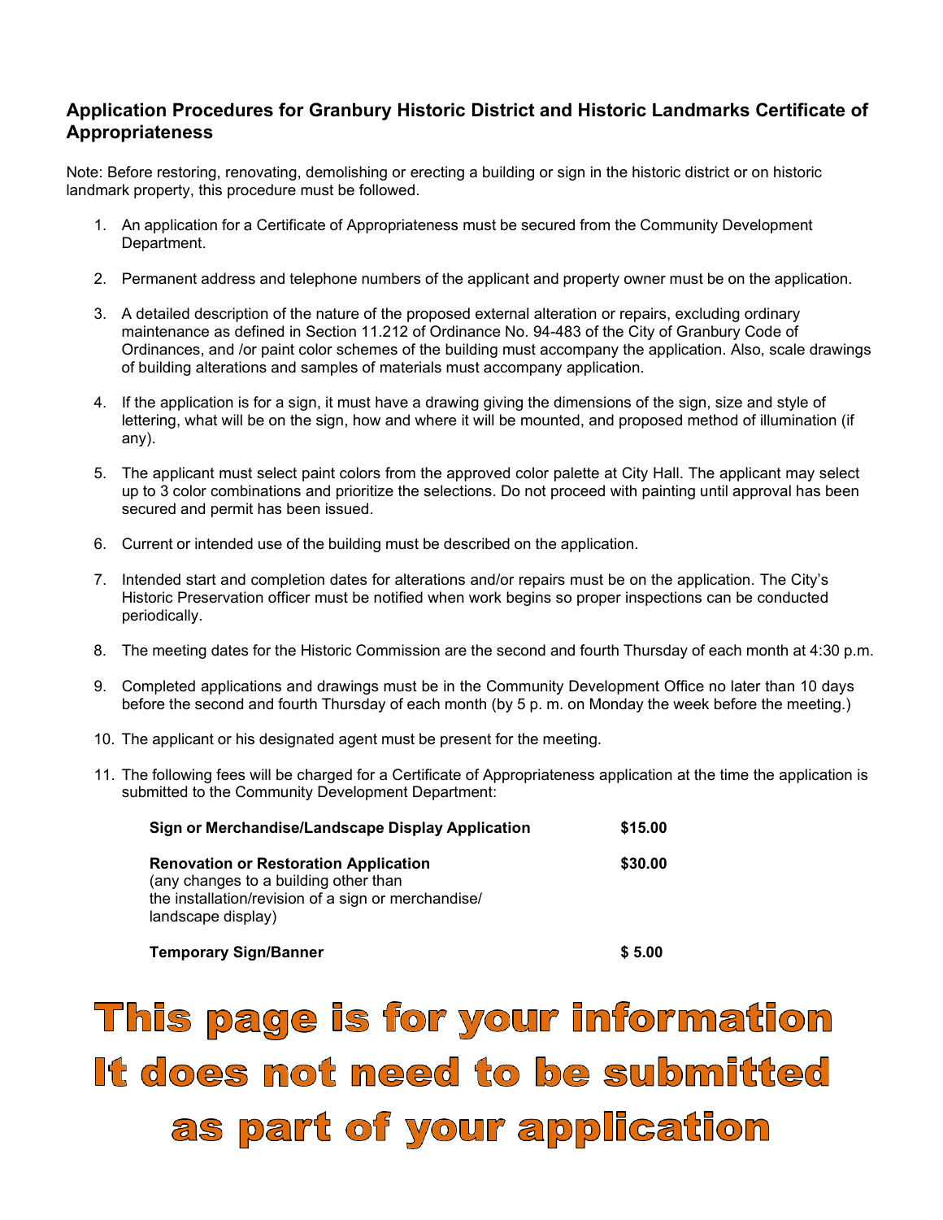## Application Procedures for Granbury Historic District and Historic Landmarks Certificate of Appropriateness

Note: Before restoring, renovating, demolishing or erecting a building or sign in the historic district or on historic landmark property, this procedure must be followed.

1. An application for a Certificate of Appropriateness must be secured from the Community Development Department.

2. Permanent address and telephone numbers of the applicant and property owner must be on the application.

3. A detailed description of the nature of the proposed external alteration or repairs, excluding ordinary maintenance as defined in Section 11.212 of Ordinance No. 94-483 of the City of Granbury Code of Ordinances, and /or paint color schemes of the building must accompany the application. Also, scale drawings of building alterations and samples of materials must accompany application.

4. If the application is for a sign, it must have a drawing giving the dimensions of the sign, size and style of lettering, what will be on the sign, how and where it will be mounted, and proposed method of illumination (if any).

5. The applicant must select paint colors from the approved color palette at City Hall. The applicant may select up to 3 color combinations and prioritize the selections. Do not proceed with painting until approval has been secured and permit has been issued.

6. Current or intended use of the building must be described on the application.

7. Intended start and completion dates for alterations and/or repairs must be on the application. The City's Historic Preservation officer must be notified when work begins so proper inspections can be conducted periodically.

8. The meeting dates for the Historic Commission are the second and fourth Thursday of each month at 4:30 p.m.

9. Completed applications and drawings must be in the Community Development Office no later than 10 days before the second and fourth Thursday of each month (by 5 p. m. on Monday the week before the meeting.)

10. The applicant or his designated agent must be present for the meeting.

11. The following fees will be charged for a Certificate of Appropriateness application at the time the application is submitted to the Community Development Department:

| | |
|---|---|
| **Sign or Merchandise/Landscape Display Application** | **$15.00** |
| **Renovation or Restoration Application** (any changes to a building other than the installation/revision of a sign or merchandise/ landscape display) | **$30.00** |
| **Temporary Sign/Banner** | **$ 5.00** |

**This page is for your information**
**It does not need to be submitted**
**as part of your application**